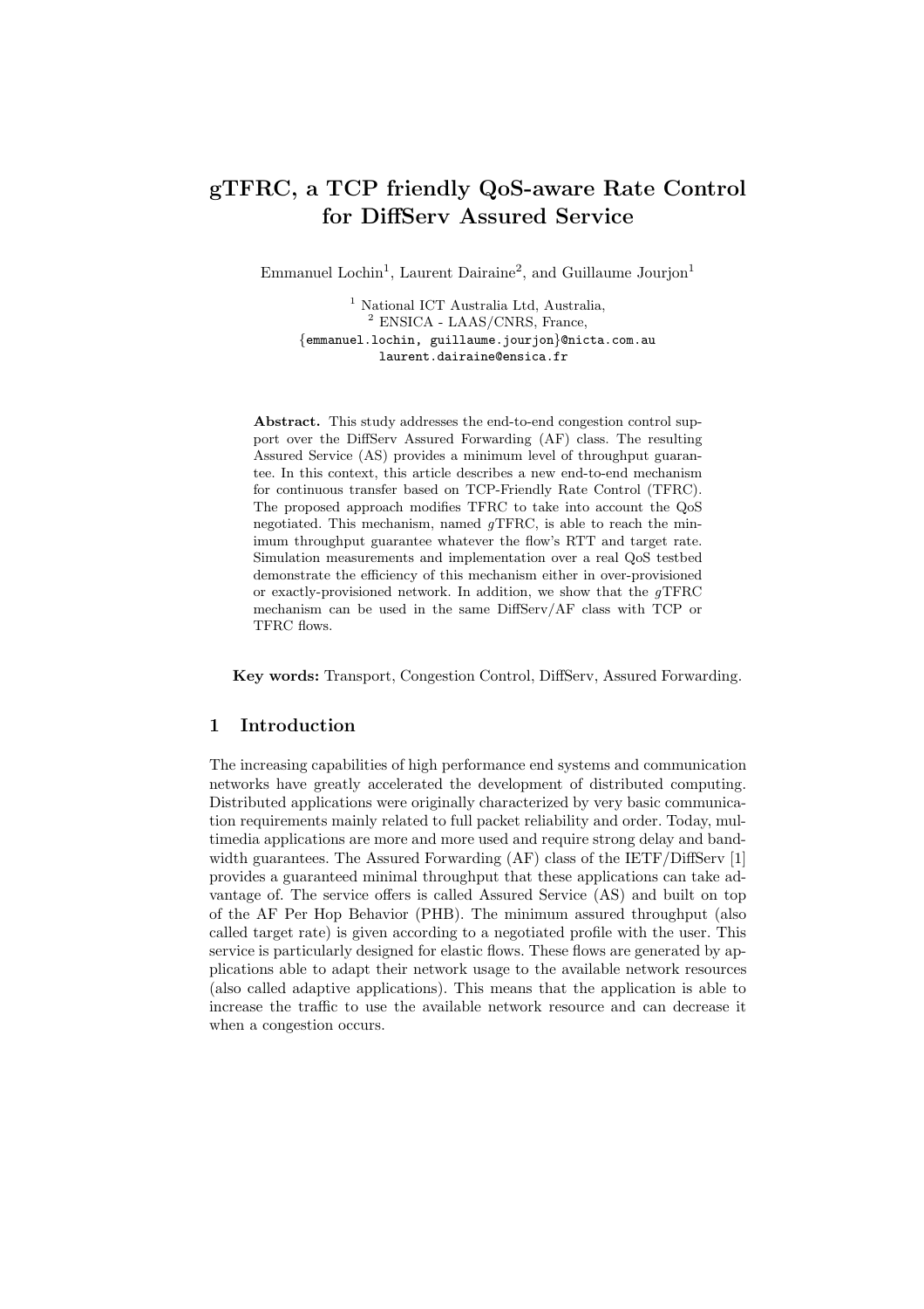# gTFRC, a TCP friendly QoS-aware Rate Control for DiffServ Assured Service

Emmanuel Lochin[1], Laurent Dairaine[2], and Guillaume Jourjon[1]

[1] National ICT Australia Ltd, Australia,
[2] ENSICA - LAAS/CNRS, France,
{emmanuel.lochin, guillaume.jourjon}@nicta.com.au
laurent.dairaine@ensica.fr

**Abstract.** This study addresses the end-to-end congestion control support over the DiffServ Assured Forwarding (AF) class. The resulting Assured Service (AS) provides a minimum level of throughput guarantee. In this context, this article describes a new end-to-end mechanism for continuous transfer based on TCP-Friendly Rate Control (TFRC). The proposed approach modifies TFRC to take into account the QoS negotiated. This mechanism, named *g*TFRC, is able to reach the minimum throughput guarantee whatever the flow's RTT and target rate. Simulation measurements and implementation over a real QoS testbed demonstrate the efficiency of this mechanism either in over-provisioned or exactly-provisioned network. In addition, we show that the *g*TFRC mechanism can be used in the same DiffServ/AF class with TCP or TFRC flows.

**Key words:** Transport, Congestion Control, DiffServ, Assured Forwarding.

## 1 Introduction

The increasing capabilities of high performance end systems and communication networks have greatly accelerated the development of distributed computing. Distributed applications were originally characterized by very basic communication requirements mainly related to full packet reliability and order. Today, multimedia applications are more and more used and require strong delay and bandwidth guarantees. The Assured Forwarding (AF) class of the IETF/DiffServ [1] provides a guaranteed minimal throughput that these applications can take advantage of. The service offers is called Assured Service (AS) and built on top of the AF Per Hop Behavior (PHB). The minimum assured throughput (also called target rate) is given according to a negotiated profile with the user. This service is particularly designed for elastic flows. These flows are generated by applications able to adapt their network usage to the available network resources (also called adaptive applications). This means that the application is able to increase the traffic to use the available network resource and can decrease it when a congestion occurs.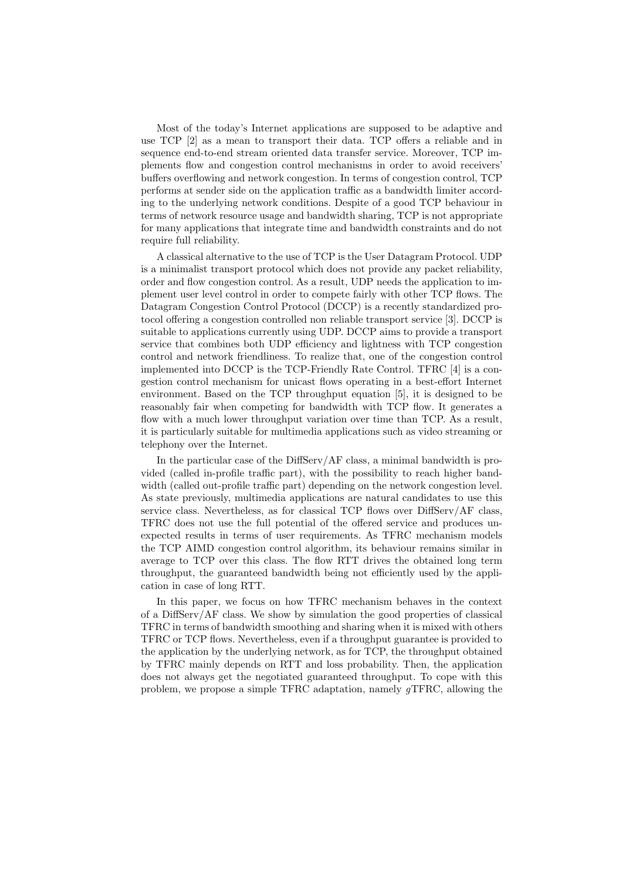Most of the today's Internet applications are supposed to be adaptive and use TCP [2] as a mean to transport their data. TCP offers a reliable and in sequence end-to-end stream oriented data transfer service. Moreover, TCP implements flow and congestion control mechanisms in order to avoid receivers' buffers overflowing and network congestion. In terms of congestion control, TCP performs at sender side on the application traffic as a bandwidth limiter according to the underlying network conditions. Despite of a good TCP behaviour in terms of network resource usage and bandwidth sharing, TCP is not appropriate for many applications that integrate time and bandwidth constraints and do not require full reliability.

A classical alternative to the use of TCP is the User Datagram Protocol. UDP is a minimalist transport protocol which does not provide any packet reliability, order and flow congestion control. As a result, UDP needs the application to implement user level control in order to compete fairly with other TCP flows. The Datagram Congestion Control Protocol (DCCP) is a recently standardized protocol offering a congestion controlled non reliable transport service [3]. DCCP is suitable to applications currently using UDP. DCCP aims to provide a transport service that combines both UDP efficiency and lightness with TCP congestion control and network friendliness. To realize that, one of the congestion control implemented into DCCP is the TCP-Friendly Rate Control. TFRC [4] is a congestion control mechanism for unicast flows operating in a best-effort Internet environment. Based on the TCP throughput equation [5], it is designed to be reasonably fair when competing for bandwidth with TCP flow. It generates a flow with a much lower throughput variation over time than TCP. As a result, it is particularly suitable for multimedia applications such as video streaming or telephony over the Internet.

In the particular case of the DiffServ/AF class, a minimal bandwidth is provided (called in-profile traffic part), with the possibility to reach higher bandwidth (called out-profile traffic part) depending on the network congestion level. As state previously, multimedia applications are natural candidates to use this service class. Nevertheless, as for classical TCP flows over DiffServ/AF class, TFRC does not use the full potential of the offered service and produces unexpected results in terms of user requirements. As TFRC mechanism models the TCP AIMD congestion control algorithm, its behaviour remains similar in average to TCP over this class. The flow RTT drives the obtained long term throughput, the guaranteed bandwidth being not efficiently used by the application in case of long RTT.

In this paper, we focus on how TFRC mechanism behaves in the context of a DiffServ/AF class. We show by simulation the good properties of classical TFRC in terms of bandwidth smoothing and sharing when it is mixed with others TFRC or TCP flows. Nevertheless, even if a throughput guarantee is provided to the application by the underlying network, as for TCP, the throughput obtained by TFRC mainly depends on RTT and loss probability. Then, the application does not always get the negotiated guaranteed throughput. To cope with this problem, we propose a simple TFRC adaptation, namely $g$TFRC, allowing the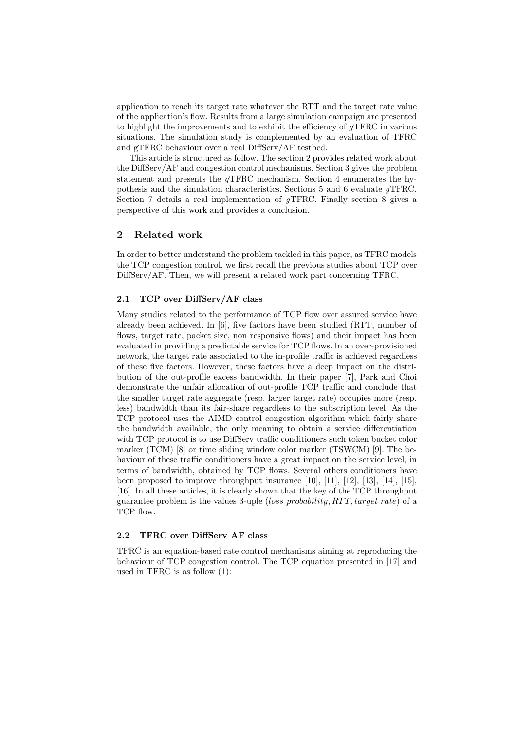application to reach its target rate whatever the RTT and the target rate value of the application's flow. Results from a large simulation campaign are presented to highlight the improvements and to exhibit the efficiency of *g*TFRC in various situations. The simulation study is complemented by an evaluation of TFRC and gTFRC behaviour over a real DiffServ/AF testbed.

This article is structured as follow. The section 2 provides related work about the DiffServ/AF and congestion control mechanisms. Section 3 gives the problem statement and presents the *g*TFRC mechanism. Section 4 enumerates the hypothesis and the simulation characteristics. Sections 5 and 6 evaluate *g*TFRC. Section 7 details a real implementation of *g*TFRC. Finally section 8 gives a perspective of this work and provides a conclusion.

## 2 Related work

In order to better understand the problem tackled in this paper, as TFRC models the TCP congestion control, we first recall the previous studies about TCP over DiffServ/AF. Then, we will present a related work part concerning TFRC.

### 2.1 TCP over DiffServ/AF class

Many studies related to the performance of TCP flow over assured service have already been achieved. In [6], five factors have been studied (RTT, number of flows, target rate, packet size, non responsive flows) and their impact has been evaluated in providing a predictable service for TCP flows. In an over-provisioned network, the target rate associated to the in-profile traffic is achieved regardless of these five factors. However, these factors have a deep impact on the distribution of the out-profile excess bandwidth. In their paper [7], Park and Choi demonstrate the unfair allocation of out-profile TCP traffic and conclude that the smaller target rate aggregate (resp. larger target rate) occupies more (resp. less) bandwidth than its fair-share regardless to the subscription level. As the TCP protocol uses the AIMD control congestion algorithm which fairly share the bandwidth available, the only meaning to obtain a service differentiation with TCP protocol is to use DiffServ traffic conditioners such token bucket color marker (TCM) [8] or time sliding window color marker (TSWCM) [9]. The behaviour of these traffic conditioners have a great impact on the service level, in terms of bandwidth, obtained by TCP flows. Several others conditioners have been proposed to improve throughput insurance [10], [11], [12], [13], [14], [15], [16]. In all these articles, it is clearly shown that the key of the TCP throughput guarantee problem is the values 3-uple $(loss\_probability, RTT, target\_rate)$ of a TCP flow.

### 2.2 TFRC over DiffServ AF class

TFRC is an equation-based rate control mechanisms aiming at reproducing the behaviour of TCP congestion control. The TCP equation presented in [17] and used in TFRC is as follow (1):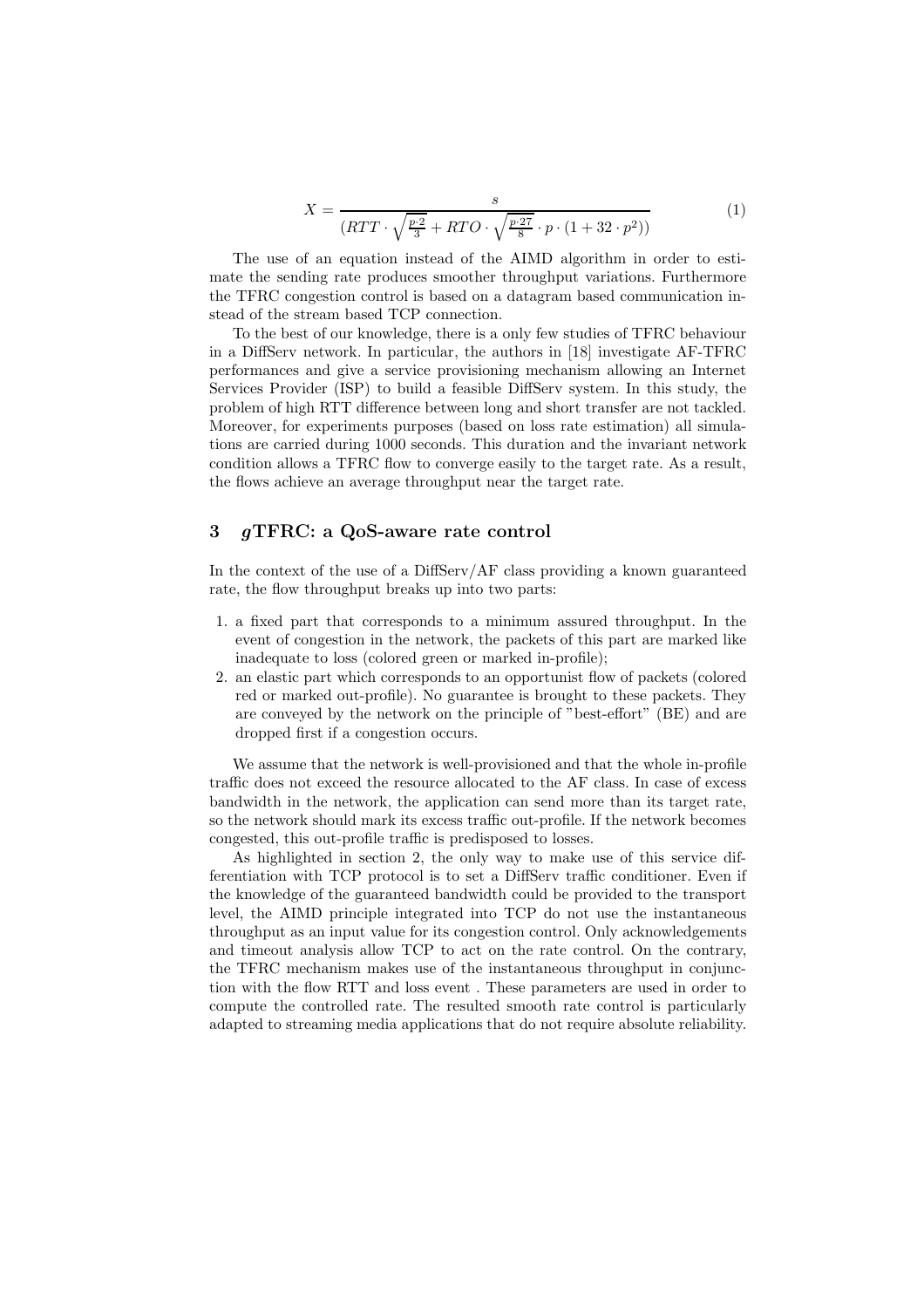$$X = \frac{s}{(RTT \cdot \sqrt{\frac{p \cdot 2}{3}} + RTO \cdot \sqrt{\frac{p \cdot 27}{8}} \cdot p \cdot (1 + 32 \cdot p^2))} \quad (1)$$

The use of an equation instead of the AIMD algorithm in order to estimate the sending rate produces smoother throughput variations. Furthermore the TFRC congestion control is based on a datagram based communication instead of the stream based TCP connection.

To the best of our knowledge, there is a only few studies of TFRC behaviour in a DiffServ network. In particular, the authors in [18] investigate AF-TFRC performances and give a service provisioning mechanism allowing an Internet Services Provider (ISP) to build a feasible DiffServ system. In this study, the problem of high RTT difference between long and short transfer are not tackled. Moreover, for experiments purposes (based on loss rate estimation) all simulations are carried during 1000 seconds. This duration and the invariant network condition allows a TFRC flow to converge easily to the target rate. As a result, the flows achieve an average throughput near the target rate.

## 3 *g*TFRC: a QoS-aware rate control

In the context of the use of a DiffServ/AF class providing a known guaranteed rate, the flow throughput breaks up into two parts:

1. a fixed part that corresponds to a minimum assured throughput. In the event of congestion in the network, the packets of this part are marked like inadequate to loss (colored green or marked in-profile);
2. an elastic part which corresponds to an opportunist flow of packets (colored red or marked out-profile). No guarantee is brought to these packets. They are conveyed by the network on the principle of "best-effort" (BE) and are dropped first if a congestion occurs.

We assume that the network is well-provisioned and that the whole in-profile traffic does not exceed the resource allocated to the AF class. In case of excess bandwidth in the network, the application can send more than its target rate, so the network should mark its excess traffic out-profile. If the network becomes congested, this out-profile traffic is predisposed to losses.

As highlighted in section 2, the only way to make use of this service differentiation with TCP protocol is to set a DiffServ traffic conditioner. Even if the knowledge of the guaranteed bandwidth could be provided to the transport level, the AIMD principle integrated into TCP do not use the instantaneous throughput as an input value for its congestion control. Only acknowledgements and timeout analysis allow TCP to act on the rate control. On the contrary, the TFRC mechanism makes use of the instantaneous throughput in conjunction with the flow RTT and loss event . These parameters are used in order to compute the controlled rate. The resulted smooth rate control is particularly adapted to streaming media applications that do not require absolute reliability.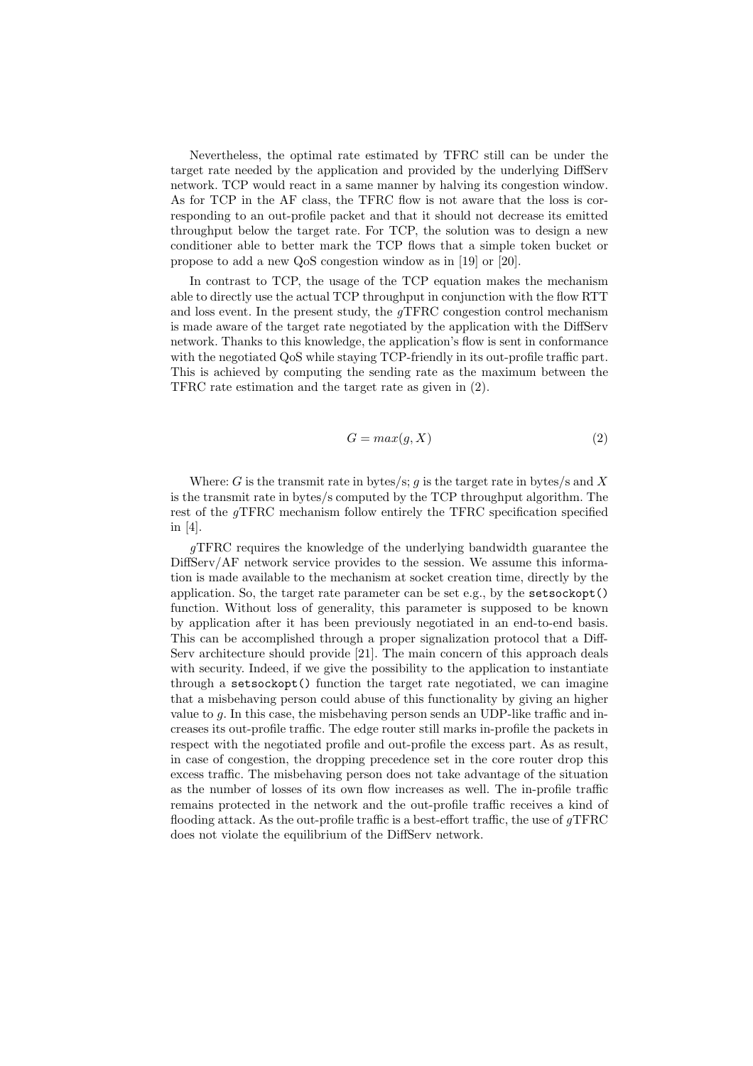Nevertheless, the optimal rate estimated by TFRC still can be under the target rate needed by the application and provided by the underlying DiffServ network. TCP would react in a same manner by halving its congestion window. As for TCP in the AF class, the TFRC flow is not aware that the loss is corresponding to an out-profile packet and that it should not decrease its emitted throughput below the target rate. For TCP, the solution was to design a new conditioner able to better mark the TCP flows that a simple token bucket or propose to add a new QoS congestion window as in [19] or [20].

In contrast to TCP, the usage of the TCP equation makes the mechanism able to directly use the actual TCP throughput in conjunction with the flow RTT and loss event. In the present study, the $g$TFRC congestion control mechanism is made aware of the target rate negotiated by the application with the DiffServ network. Thanks to this knowledge, the application's flow is sent in conformance with the negotiated QoS while staying TCP-friendly in its out-profile traffic part. This is achieved by computing the sending rate as the maximum between the TFRC rate estimation and the target rate as given in (2).

$$G = max(g, X) \tag{2}$$

Where: $G$ is the transmit rate in bytes/s; $g$ is the target rate in bytes/s and $X$ is the transmit rate in bytes/s computed by the TCP throughput algorithm. The rest of the $g$TFRC mechanism follow entirely the TFRC specification specified in [4].

$g$TFRC requires the knowledge of the underlying bandwidth guarantee the DiffServ/AF network service provides to the session. We assume this information is made available to the mechanism at socket creation time, directly by the application. So, the target rate parameter can be set e.g., by the `setsockopt()` function. Without loss of generality, this parameter is supposed to be known by application after it has been previously negotiated in an end-to-end basis. This can be accomplished through a proper signalization protocol that a DiffServ architecture should provide [21]. The main concern of this approach deals with security. Indeed, if we give the possibility to the application to instantiate through a `setsockopt()` function the target rate negotiated, we can imagine that a misbehaving person could abuse of this functionality by giving an higher value to $g$. In this case, the misbehaving person sends an UDP-like traffic and increases its out-profile traffic. The edge router still marks in-profile the packets in respect with the negotiated profile and out-profile the excess part. As as result, in case of congestion, the dropping precedence set in the core router drop this excess traffic. The misbehaving person does not take advantage of the situation as the number of losses of its own flow increases as well. The in-profile traffic remains protected in the network and the out-profile traffic receives a kind of flooding attack. As the out-profile traffic is a best-effort traffic, the use of $g$TFRC does not violate the equilibrium of the DiffServ network.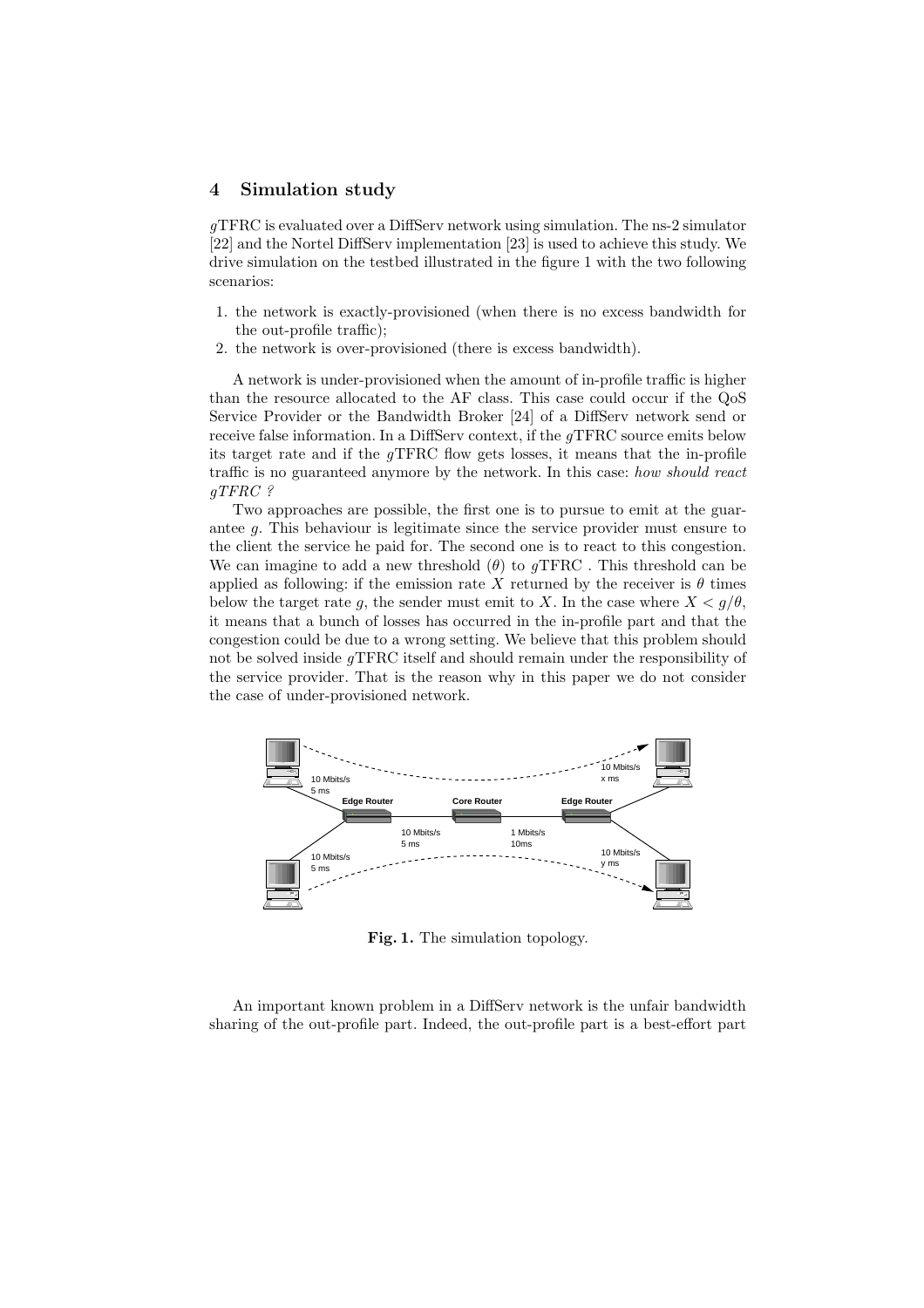## 4 Simulation study

$g$TFRC is evaluated over a DiffServ network using simulation. The ns-2 simulator [22] and the Nortel DiffServ implementation [23] is used to achieve this study. We drive simulation on the testbed illustrated in the figure 1 with the two following scenarios:

1. the network is exactly-provisioned (when there is no excess bandwidth for the out-profile traffic);
2. the network is over-provisioned (there is excess bandwidth).

A network is under-provisioned when the amount of in-profile traffic is higher than the resource allocated to the AF class. This case could occur if the QoS Service Provider or the Bandwidth Broker [24] of a DiffServ network send or receive false information. In a DiffServ context, if the $g$TFRC source emits below its target rate and if the $g$TFRC flow gets losses, it means that the in-profile traffic is no guaranteed anymore by the network. In this case: *how should react gTFRC ?*

Two approaches are possible, the first one is to pursue to emit at the guarantee $g$. This behaviour is legitimate since the service provider must ensure to the client the service he paid for. The second one is to react to this congestion. We can imagine to add a new threshold ($\theta$) to $g$TFRC . This threshold can be applied as following: if the emission rate $X$ returned by the receiver is $\theta$ times below the target rate $g$, the sender must emit to $X$. In the case where $X < g/\theta$, it means that a bunch of losses has occurred in the in-profile part and that the congestion could be due to a wrong setting. We believe that this problem should not be solved inside $g$TFRC itself and should remain under the responsibility of the service provider. That is the reason why in this paper we do not consider the case of under-provisioned network.

**Fig. 1.** The simulation topology.

An important known problem in a DiffServ network is the unfair bandwidth sharing of the out-profile part. Indeed, the out-profile part is a best-effort part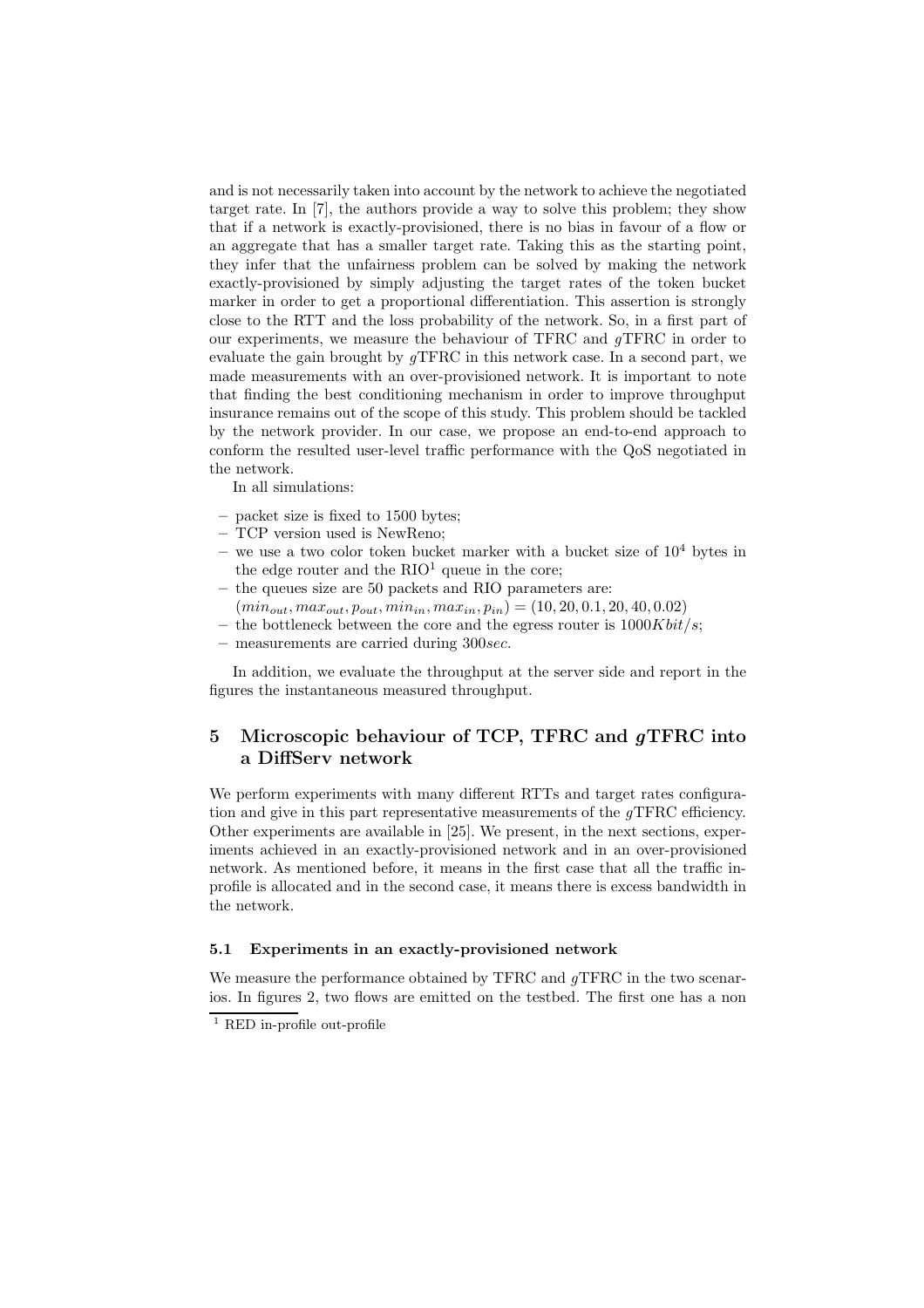and is not necessarily taken into account by the network to achieve the negotiated target rate. In [7], the authors provide a way to solve this problem; they show that if a network is exactly-provisioned, there is no bias in favour of a flow or an aggregate that has a smaller target rate. Taking this as the starting point, they infer that the unfairness problem can be solved by making the network exactly-provisioned by simply adjusting the target rates of the token bucket marker in order to get a proportional differentiation. This assertion is strongly close to the RTT and the loss probability of the network. So, in a first part of our experiments, we measure the behaviour of TFRC and $g$TFRC in order to evaluate the gain brought by $g$TFRC in this network case. In a second part, we made measurements with an over-provisioned network. It is important to note that finding the best conditioning mechanism in order to improve throughput insurance remains out of the scope of this study. This problem should be tackled by the network provider. In our case, we propose an end-to-end approach to conform the resulted user-level traffic performance with the QoS negotiated in the network.

In all simulations:

- packet size is fixed to 1500 bytes;
- TCP version used is NewReno;
- we use a two color token bucket marker with a bucket size of $10^4$ bytes in the edge router and the RIO[1] queue in the core;
- the queues size are 50 packets and RIO parameters are: $(min_{out}, max_{out}, p_{out}, min_{in}, max_{in}, p_{in}) = (10, 20, 0.1, 20, 40, 0.02)$
- the bottleneck between the core and the egress router is $1000Kbit/s$;
- measurements are carried during $300sec$.

In addition, we evaluate the throughput at the server side and report in the figures the instantaneous measured throughput.

## 5 Microscopic behaviour of TCP, TFRC and $g$TFRC into a DiffServ network

We perform experiments with many different RTTs and target rates configuration and give in this part representative measurements of the $g$TFRC efficiency. Other experiments are available in [25]. We present, in the next sections, experiments achieved in an exactly-provisioned network and in an over-provisioned network. As mentioned before, it means in the first case that all the traffic in-profile is allocated and in the second case, it means there is excess bandwidth in the network.

### 5.1 Experiments in an exactly-provisioned network

We measure the performance obtained by TFRC and $g$TFRC in the two scenarios. In figures 2, two flows are emitted on the testbed. The first one has a non

[1] RED in-profile out-profile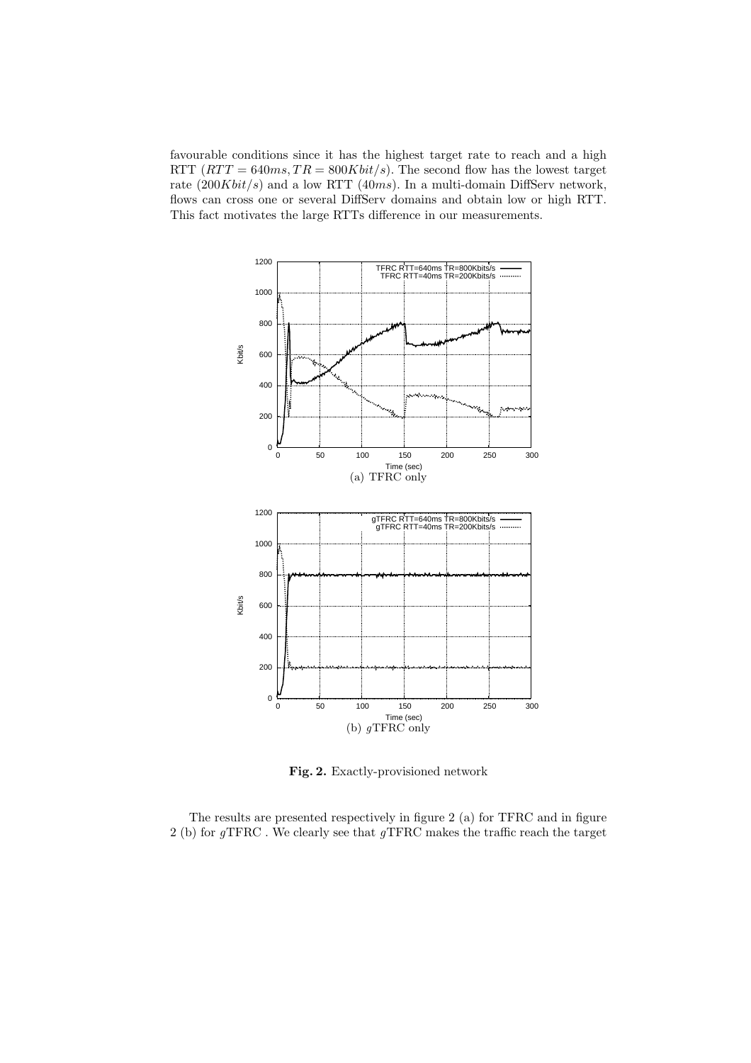favourable conditions since it has the highest target rate to reach and a high RTT ($RTT = 640ms, TR = 800Kbit/s$). The second flow has the lowest target rate ($200Kbit/s$) and a low RTT ($40ms$). In a multi-domain DiffServ network, flows can cross one or several DiffServ domains and obtain low or high RTT. This fact motivates the large RTTs difference in our measurements.

(a) TFRC only

(b) $g$TFRC only

**Fig. 2.** Exactly-provisioned network

The results are presented respectively in figure 2 (a) for TFRC and in figure 2 (b) for $g$TFRC . We clearly see that $g$TFRC makes the traffic reach the target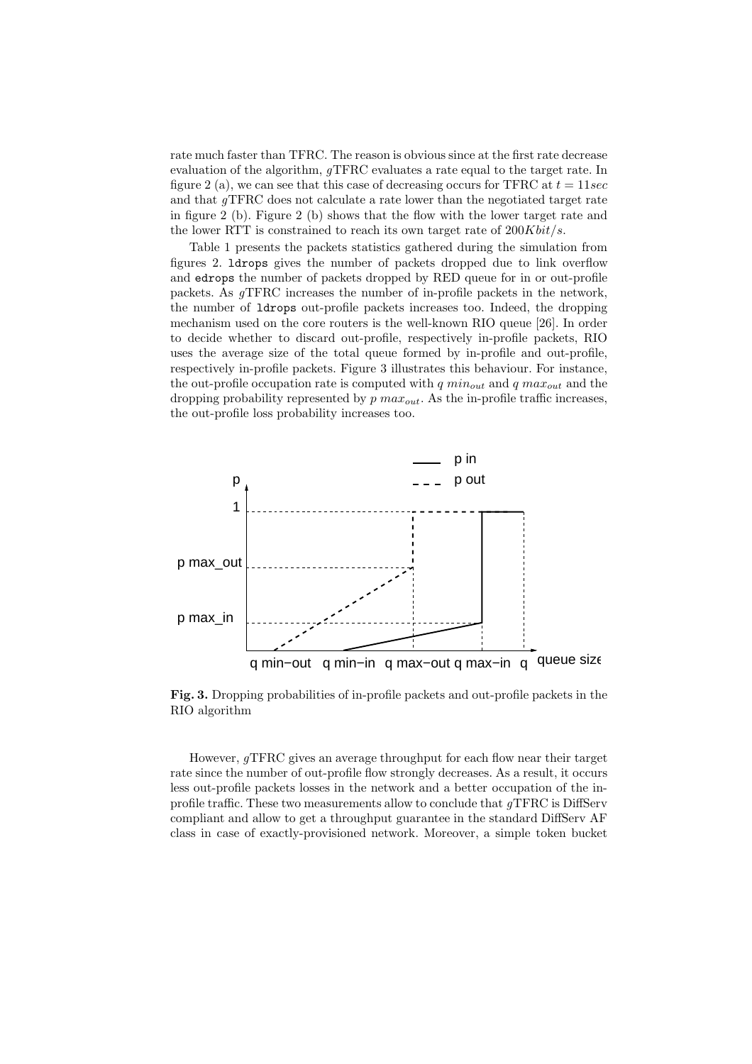rate much faster than TFRC. The reason is obvious since at the first rate decrease evaluation of the algorithm, *g*TFRC evaluates a rate equal to the target rate. In figure 2 (a), we can see that this case of decreasing occurs for TFRC at $t = 11sec$ and that *g*TFRC does not calculate a rate lower than the negotiated target rate in figure 2 (b). Figure 2 (b) shows that the flow with the lower target rate and the lower RTT is constrained to reach its own target rate of $200Kbit/s$.

Table 1 presents the packets statistics gathered during the simulation from figures 2. `ldrops` gives the number of packets dropped due to link overflow and `edrops` the number of packets dropped by RED queue for in or out-profile packets. As *g*TFRC increases the number of in-profile packets in the network, the number of `ldrops` out-profile packets increases too. Indeed, the dropping mechanism used on the core routers is the well-known RIO queue [26]. In order to decide whether to discard out-profile, respectively in-profile packets, RIO uses the average size of the total queue formed by in-profile and out-profile, respectively in-profile packets. Figure 3 illustrates this behaviour. For instance, the out-profile occupation rate is computed with $q\ min_{out}$ and $q\ max_{out}$ and the dropping probability represented by $p\ max_{out}$. As the in-profile traffic increases, the out-profile loss probability increases too.

**Fig. 3.** Dropping probabilities of in-profile packets and out-profile packets in the RIO algorithm

However, *g*TFRC gives an average throughput for each flow near their target rate since the number of out-profile flow strongly decreases. As a result, it occurs less out-profile packets losses in the network and a better occupation of the in-profile traffic. These two measurements allow to conclude that *g*TFRC is DiffServ compliant and allow to get a throughput guarantee in the standard DiffServ AF class in case of exactly-provisioned network. Moreover, a simple token bucket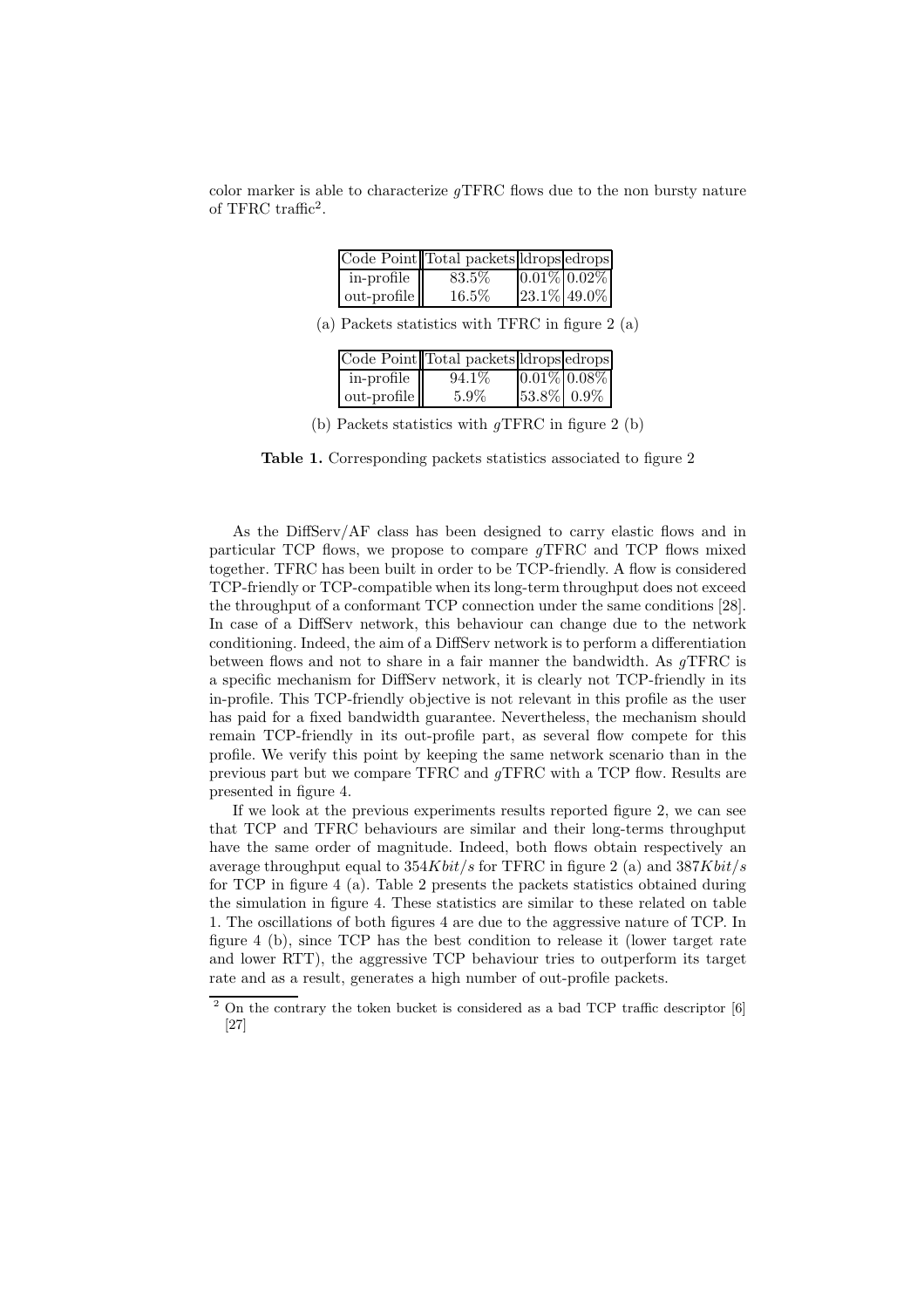color marker is able to characterize $g$TFRC flows due to the non bursty nature of TFRC traffic[2].

| Code Point | Total packets | ldrops | edrops |
|---|---|---|---|
| in-profile | 83.5% | 0.01% | 0.02% |
| out-profile | 16.5% | 23.1% | 49.0% |

(a) Packets statistics with TFRC in figure 2 (a)

| Code Point | Total packets | ldrops | edrops |
|---|---|---|---|
| in-profile | 94.1% | 0.01% | 0.08% |
| out-profile | 5.9% | 53.8% | 0.9% |

(b) Packets statistics with $g$TFRC in figure 2 (b)

**Table 1.** Corresponding packets statistics associated to figure 2

As the DiffServ/AF class has been designed to carry elastic flows and in particular TCP flows, we propose to compare $g$TFRC and TCP flows mixed together. TFRC has been built in order to be TCP-friendly. A flow is considered TCP-friendly or TCP-compatible when its long-term throughput does not exceed the throughput of a conformant TCP connection under the same conditions [28]. In case of a DiffServ network, this behaviour can change due to the network conditioning. Indeed, the aim of a DiffServ network is to perform a differentiation between flows and not to share in a fair manner the bandwidth. As $g$TFRC is a specific mechanism for DiffServ network, it is clearly not TCP-friendly in its in-profile. This TCP-friendly objective is not relevant in this profile as the user has paid for a fixed bandwidth guarantee. Nevertheless, the mechanism should remain TCP-friendly in its out-profile part, as several flow compete for this profile. We verify this point by keeping the same network scenario than in the previous part but we compare TFRC and $g$TFRC with a TCP flow. Results are presented in figure 4.

If we look at the previous experiments results reported figure 2, we can see that TCP and TFRC behaviours are similar and their long-terms throughput have the same order of magnitude. Indeed, both flows obtain respectively an average throughput equal to $354Kbit/s$ for TFRC in figure 2 (a) and $387Kbit/s$ for TCP in figure 4 (a). Table 2 presents the packets statistics obtained during the simulation in figure 4. These statistics are similar to these related on table 1. The oscillations of both figures 4 are due to the aggressive nature of TCP. In figure 4 (b), since TCP has the best condition to release it (lower target rate and lower RTT), the aggressive TCP behaviour tries to outperform its target rate and as a result, generates a high number of out-profile packets.

[2] On the contrary the token bucket is considered as a bad TCP traffic descriptor [6] [27]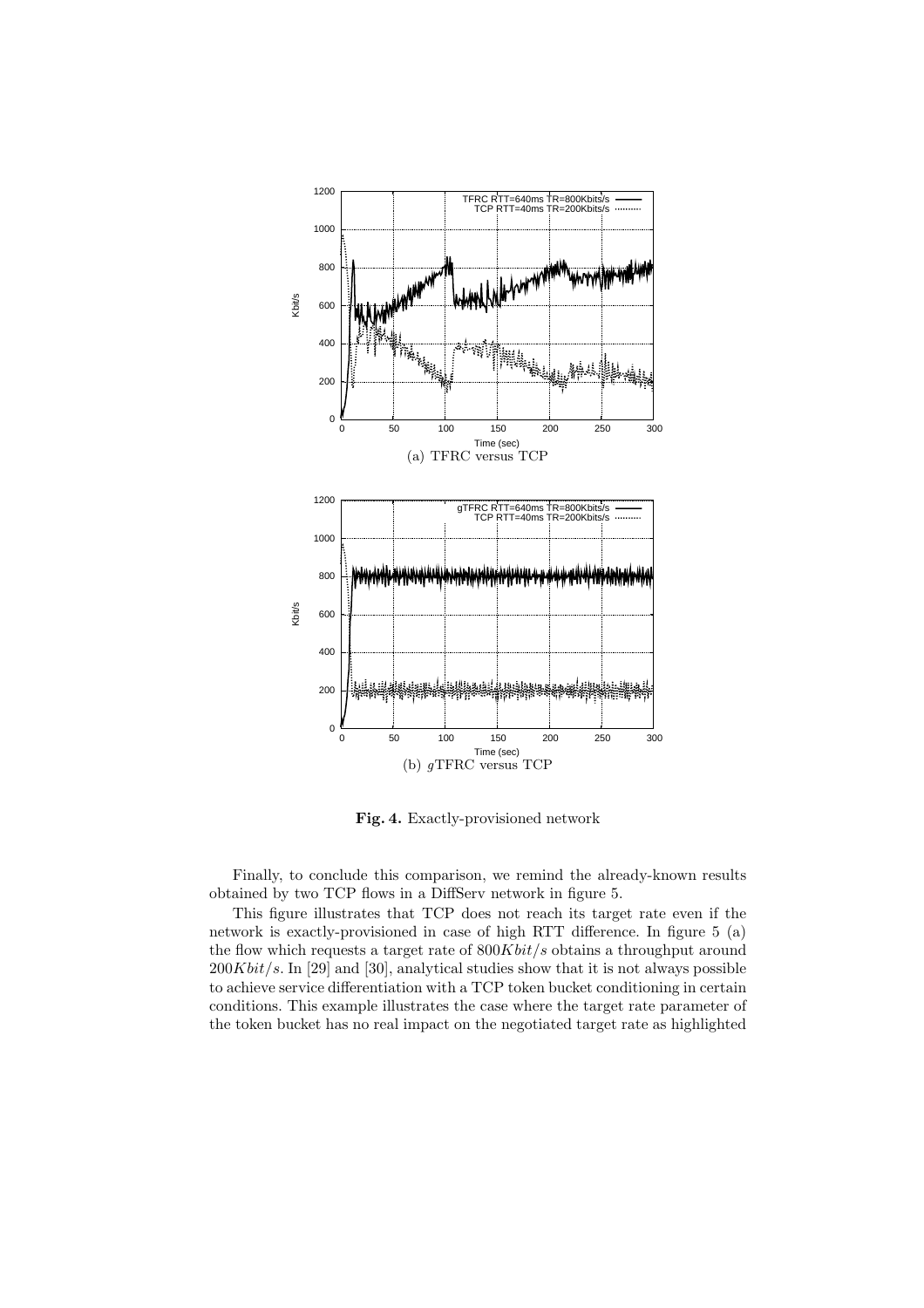(a) TFRC versus TCP

(b) $g$TFRC versus TCP

**Fig. 4.** Exactly-provisioned network

Finally, to conclude this comparison, we remind the already-known results obtained by two TCP flows in a DiffServ network in figure 5.

This figure illustrates that TCP does not reach its target rate even if the network is exactly-provisioned in case of high RTT difference. In figure 5 (a) the flow which requests a target rate of $800Kbit/s$ obtains a throughput around $200Kbit/s$. In [29] and [30], analytical studies show that it is not always possible to achieve service differentiation with a TCP token bucket conditioning in certain conditions. This example illustrates the case where the target rate parameter of the token bucket has no real impact on the negotiated target rate as highlighted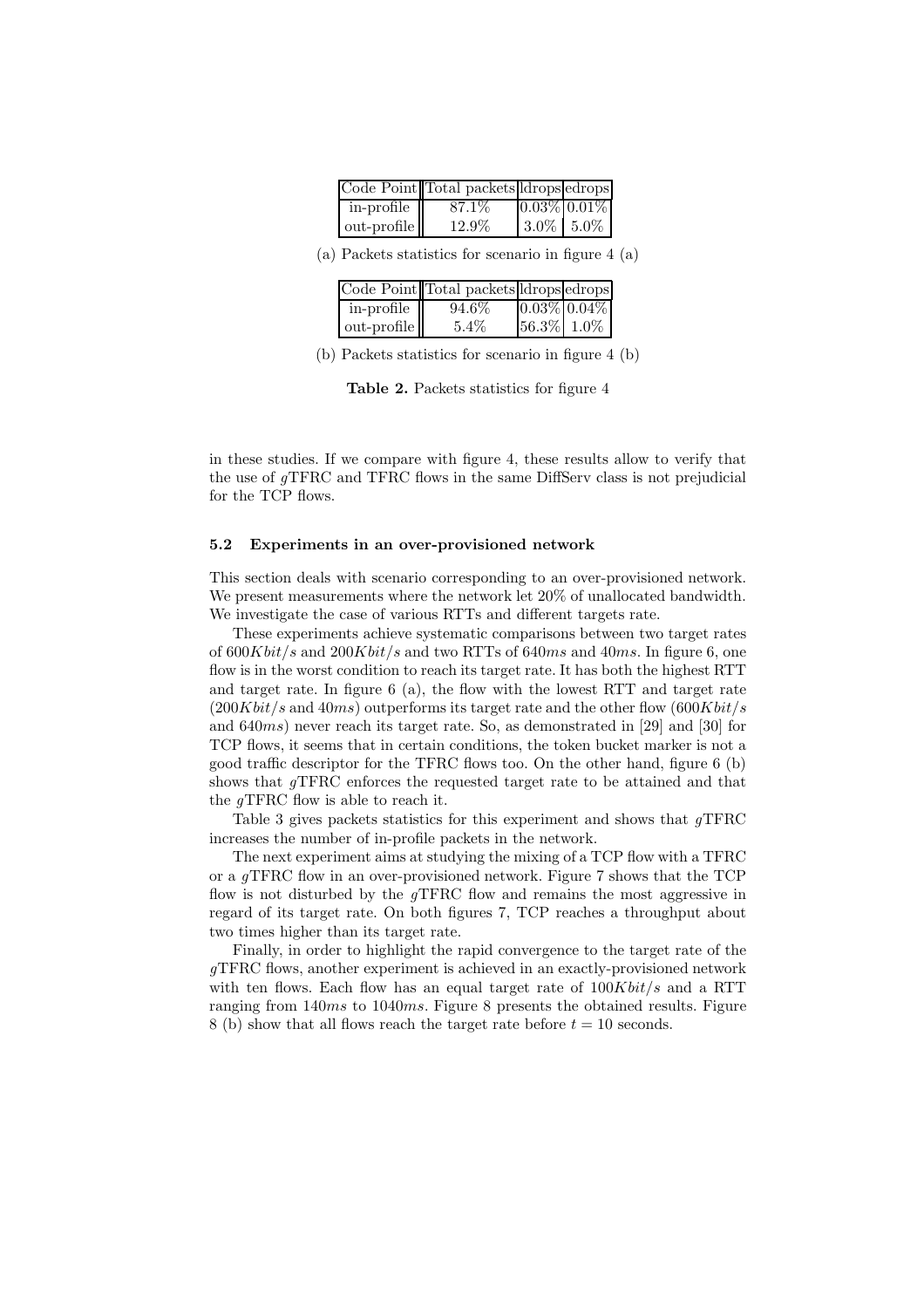| Code Point | Total packets | ldrops | edrops |
| --- | --- | --- | --- |
| in-profile | 87.1% | 0.03% | 0.01% |
| out-profile | 12.9% | 3.0% | 5.0% |

(a) Packets statistics for scenario in figure 4 (a)

| Code Point | Total packets | ldrops | edrops |
| --- | --- | --- | --- |
| in-profile | 94.6% | 0.03% | 0.04% |
| out-profile | 5.4% | 56.3% | 1.0% |

(b) Packets statistics for scenario in figure 4 (b)

**Table 2.** Packets statistics for figure 4

in these studies. If we compare with figure 4, these results allow to verify that the use of $g$TFRC and TFRC flows in the same DiffServ class is not prejudicial for the TCP flows.

### 5.2 Experiments in an over-provisioned network

This section deals with scenario corresponding to an over-provisioned network. We present measurements where the network let 20% of unallocated bandwidth. We investigate the case of various RTTs and different targets rate.

These experiments achieve systematic comparisons between two target rates of $600Kbit/s$ and $200Kbit/s$ and two RTTs of $640ms$ and $40ms$. In figure 6, one flow is in the worst condition to reach its target rate. It has both the highest RTT and target rate. In figure 6 (a), the flow with the lowest RTT and target rate ($200Kbit/s$ and $40ms$) outperforms its target rate and the other flow ($600Kbit/s$ and $640ms$) never reach its target rate. So, as demonstrated in [29] and [30] for TCP flows, it seems that in certain conditions, the token bucket marker is not a good traffic descriptor for the TFRC flows too. On the other hand, figure 6 (b) shows that $g$TFRC enforces the requested target rate to be attained and that the $g$TFRC flow is able to reach it.

Table 3 gives packets statistics for this experiment and shows that $g$TFRC increases the number of in-profile packets in the network.

The next experiment aims at studying the mixing of a TCP flow with a TFRC or a $g$TFRC flow in an over-provisioned network. Figure 7 shows that the TCP flow is not disturbed by the $g$TFRC flow and remains the most aggressive in regard of its target rate. On both figures 7, TCP reaches a throughput about two times higher than its target rate.

Finally, in order to highlight the rapid convergence to the target rate of the $g$TFRC flows, another experiment is achieved in an exactly-provisioned network with ten flows. Each flow has an equal target rate of $100Kbit/s$ and a RTT ranging from $140ms$ to $1040ms$. Figure 8 presents the obtained results. Figure 8 (b) show that all flows reach the target rate before $t = 10$ seconds.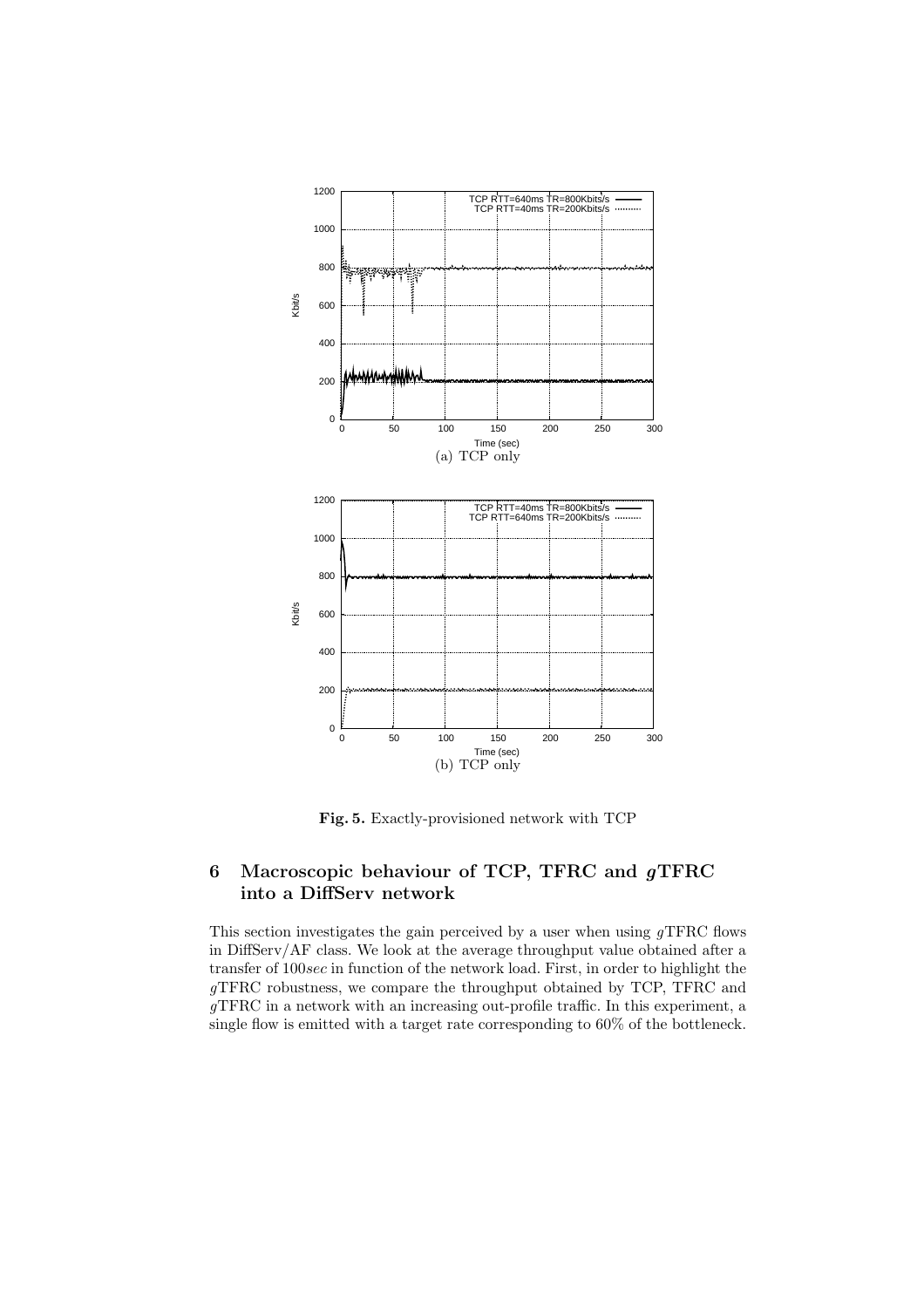(a) TCP only

(b) TCP only

**Fig. 5.** Exactly-provisioned network with TCP

## 6 Macroscopic behaviour of TCP, TFRC and *g*TFRC into a DiffServ network

This section investigates the gain perceived by a user when using *g*TFRC flows in DiffServ/AF class. We look at the average throughput value obtained after a transfer of 100*sec* in function of the network load. First, in order to highlight the *g*TFRC robustness, we compare the throughput obtained by TCP, TFRC and *g*TFRC in a network with an increasing out-profile traffic. In this experiment, a single flow is emitted with a target rate corresponding to 60% of the bottleneck.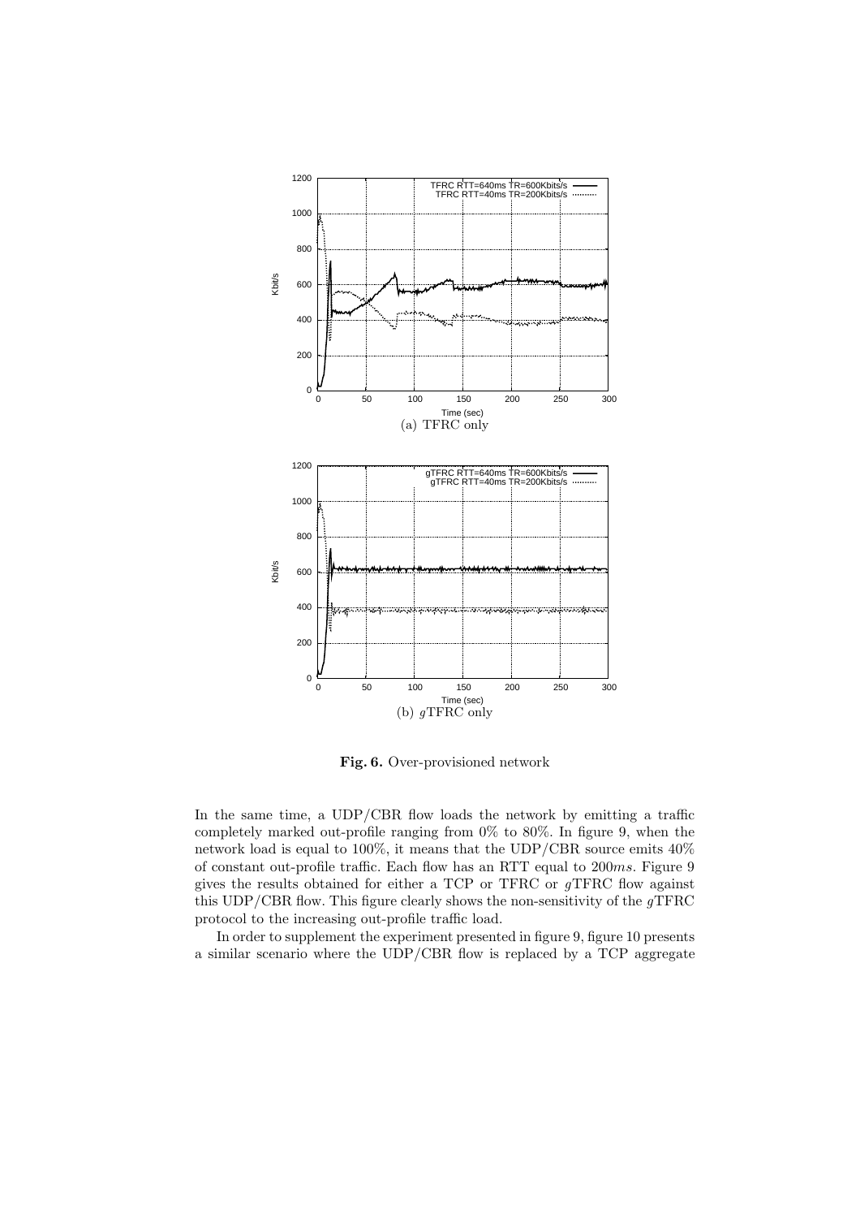(a) TFRC only

(b) *g*TFRC only

**Fig. 6.** Over-provisioned network

In the same time, a UDP/CBR flow loads the network by emitting a traffic completely marked out-profile ranging from 0% to 80%. In figure 9, when the network load is equal to 100%, it means that the UDP/CBR source emits 40% of constant out-profile traffic. Each flow has an RTT equal to 200*ms*. Figure 9 gives the results obtained for either a TCP or TFRC or *g*TFRC flow against this UDP/CBR flow. This figure clearly shows the non-sensitivity of the *g*TFRC protocol to the increasing out-profile traffic load.

In order to supplement the experiment presented in figure 9, figure 10 presents a similar scenario where the UDP/CBR flow is replaced by a TCP aggregate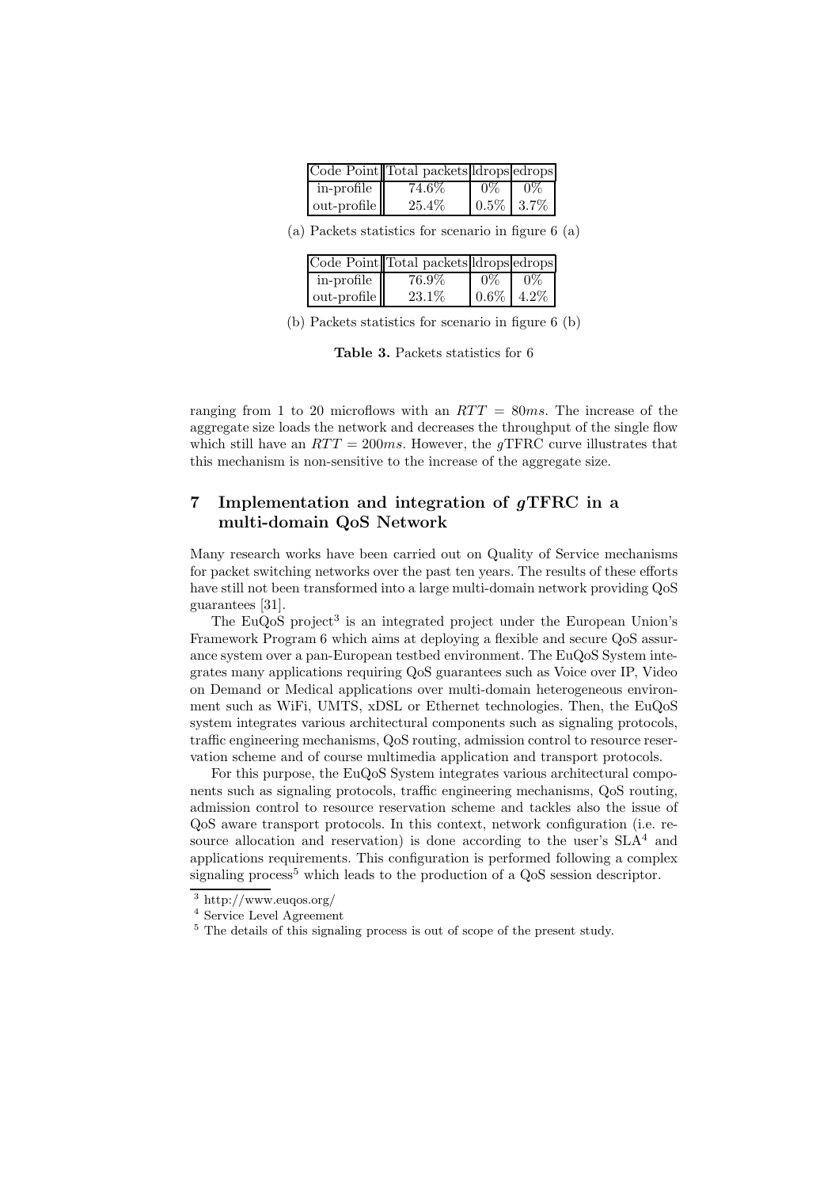| Code Point | Total packets | ldrops | edrops |
| --- | --- | --- | --- |
| in-profile | 74.6% | 0% | 0% |
| out-profile | 25.4% | 0.5% | 3.7% |

(a) Packets statistics for scenario in figure 6 (a)

| Code Point | Total packets | ldrops | edrops |
| --- | --- | --- | --- |
| in-profile | 76.9% | 0% | 0% |
| out-profile | 23.1% | 0.6% | 4.2% |

(b) Packets statistics for scenario in figure 6 (b)

**Table 3.** Packets statistics for 6

ranging from 1 to 20 microflows with an $RTT = 80ms$. The increase of the aggregate size loads the network and decreases the throughput of the single flow which still have an $RTT = 200ms$. However, the $g$TFRC curve illustrates that this mechanism is non-sensitive to the increase of the aggregate size.

## 7 Implementation and integration of $g$TFRC in a multi-domain QoS Network

Many research works have been carried out on Quality of Service mechanisms for packet switching networks over the past ten years. The results of these efforts have still not been transformed into a large multi-domain network providing QoS guarantees [31].

The EuQoS project[3] is an integrated project under the European Union's Framework Program 6 which aims at deploying a flexible and secure QoS assurance system over a pan-European testbed environment. The EuQoS System integrates many applications requiring QoS guarantees such as Voice over IP, Video on Demand or Medical applications over multi-domain heterogeneous environment such as WiFi, UMTS, xDSL or Ethernet technologies. Then, the EuQoS system integrates various architectural components such as signaling protocols, traffic engineering mechanisms, QoS routing, admission control to resource reservation scheme and of course multimedia application and transport protocols.

For this purpose, the EuQoS System integrates various architectural components such as signaling protocols, traffic engineering mechanisms, QoS routing, admission control to resource reservation scheme and tackles also the issue of QoS aware transport protocols. In this context, network configuration (i.e. resource allocation and reservation) is done according to the user's SLA[4] and applications requirements. This configuration is performed following a complex signaling process[5] which leads to the production of a QoS session descriptor.

[3] http://www.euqos.org/

[4] Service Level Agreement

[5] The details of this signaling process is out of scope of the present study.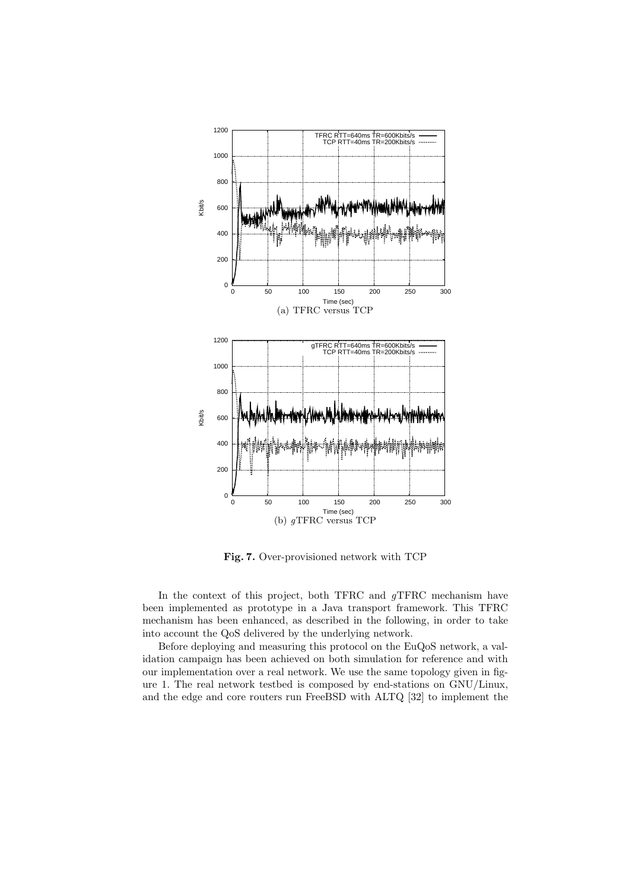(a) TFRC versus TCP

(b) $g$TFRC versus TCP

**Fig. 7.** Over-provisioned network with TCP

In the context of this project, both TFRC and $g$TFRC mechanism have been implemented as prototype in a Java transport framework. This TFRC mechanism has been enhanced, as described in the following, in order to take into account the QoS delivered by the underlying network.

Before deploying and measuring this protocol on the EuQoS network, a validation campaign has been achieved on both simulation for reference and with our implementation over a real network. We use the same topology given in figure 1. The real network testbed is composed by end-stations on GNU/Linux, and the edge and core routers run FreeBSD with ALTQ [32] to implement the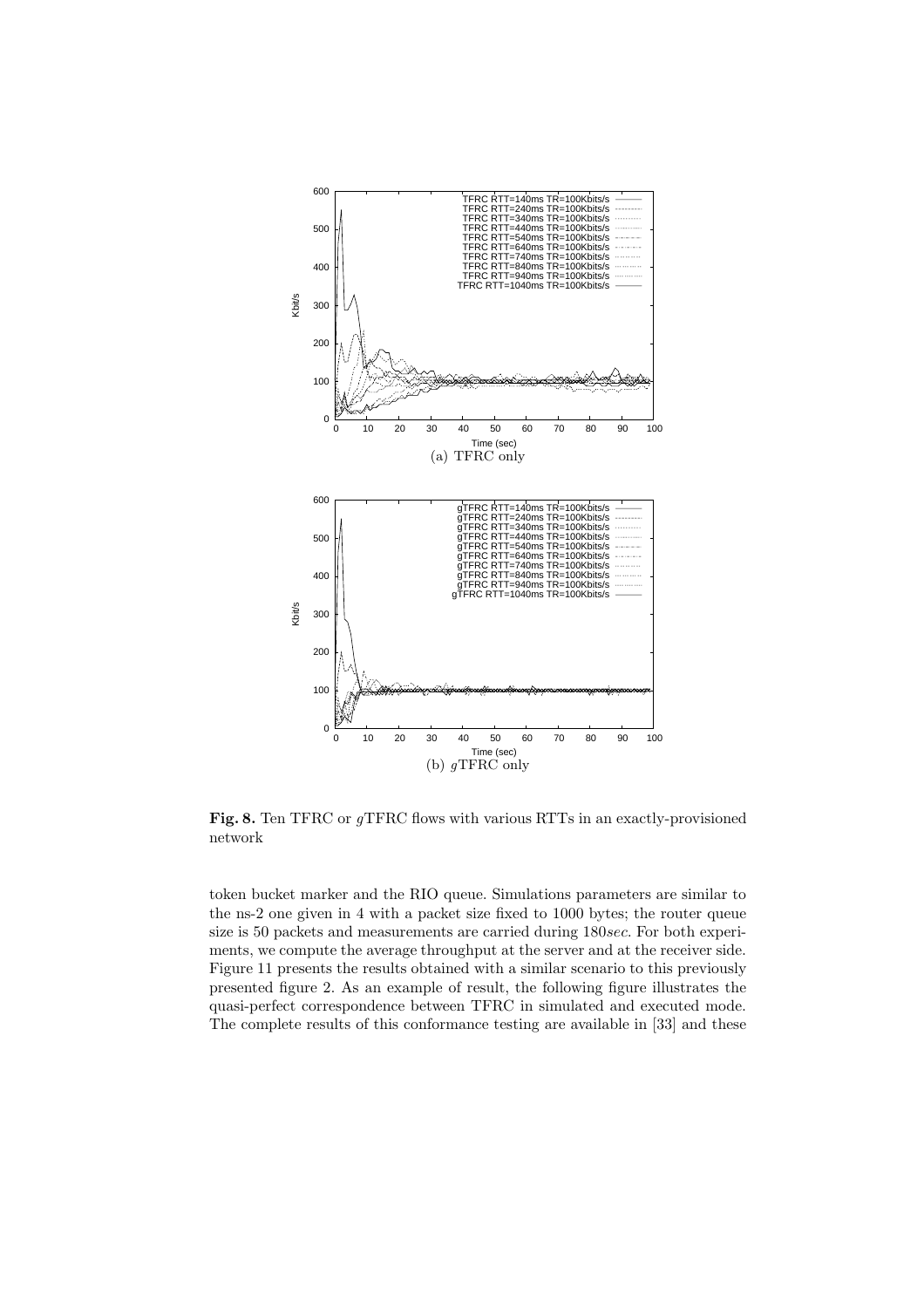(a) TFRC only

(b) *g*TFRC only

**Fig. 8.** Ten TFRC or *g*TFRC flows with various RTTs in an exactly-provisioned network

token bucket marker and the RIO queue. Simulations parameters are similar to the ns-2 one given in 4 with a packet size fixed to 1000 bytes; the router queue size is 50 packets and measurements are carried during 180*sec*. For both experiments, we compute the average throughput at the server and at the receiver side. Figure 11 presents the results obtained with a similar scenario to this previously presented figure 2. As an example of result, the following figure illustrates the quasi-perfect correspondence between TFRC in simulated and executed mode. The complete results of this conformance testing are available in [33] and these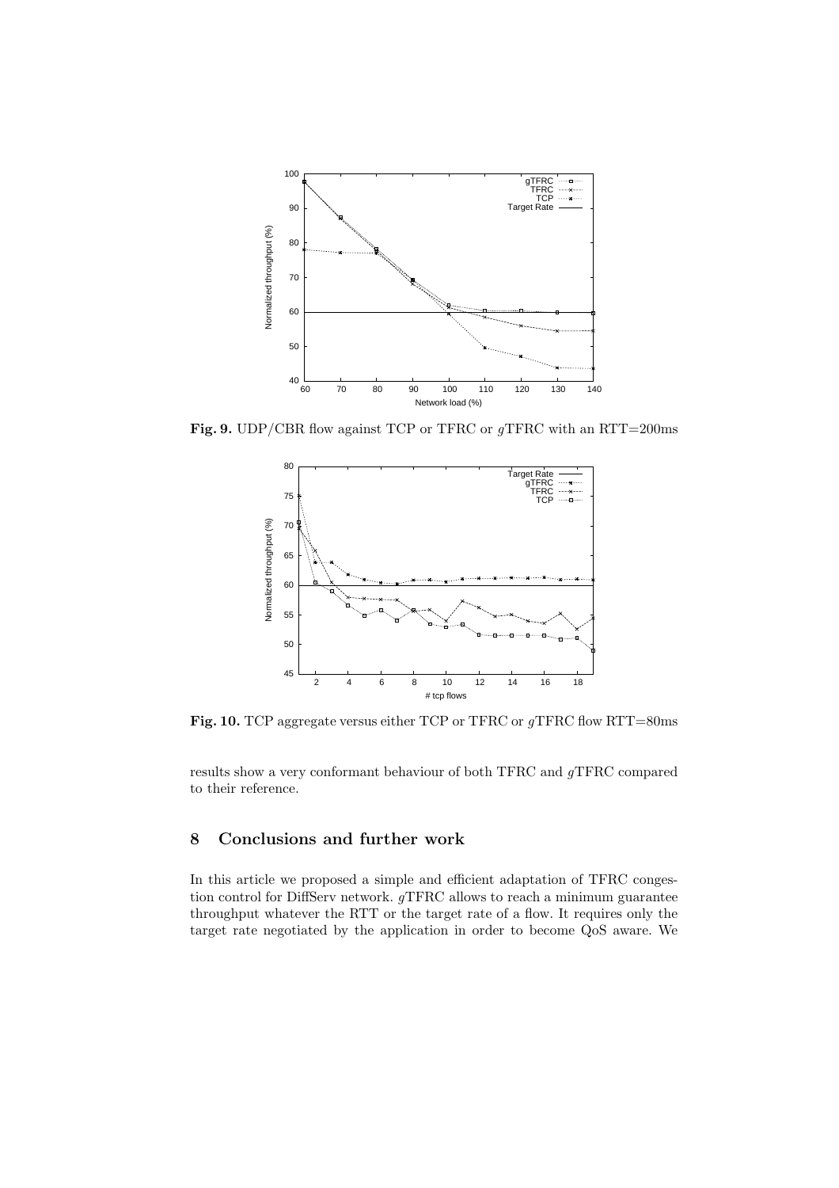**Fig. 9.** UDP/CBR flow against TCP or TFRC or $g$TFRC with an RTT=200ms

**Fig. 10.** TCP aggregate versus either TCP or TFRC or $g$TFRC flow RTT=80ms

results show a very conformant behaviour of both TFRC and $g$TFRC compared to their reference.

## 8 Conclusions and further work

In this article we proposed a simple and efficient adaptation of TFRC congestion control for DiffServ network. $g$TFRC allows to reach a minimum guarantee throughput whatever the RTT or the target rate of a flow. It requires only the target rate negotiated by the application in order to become QoS aware. We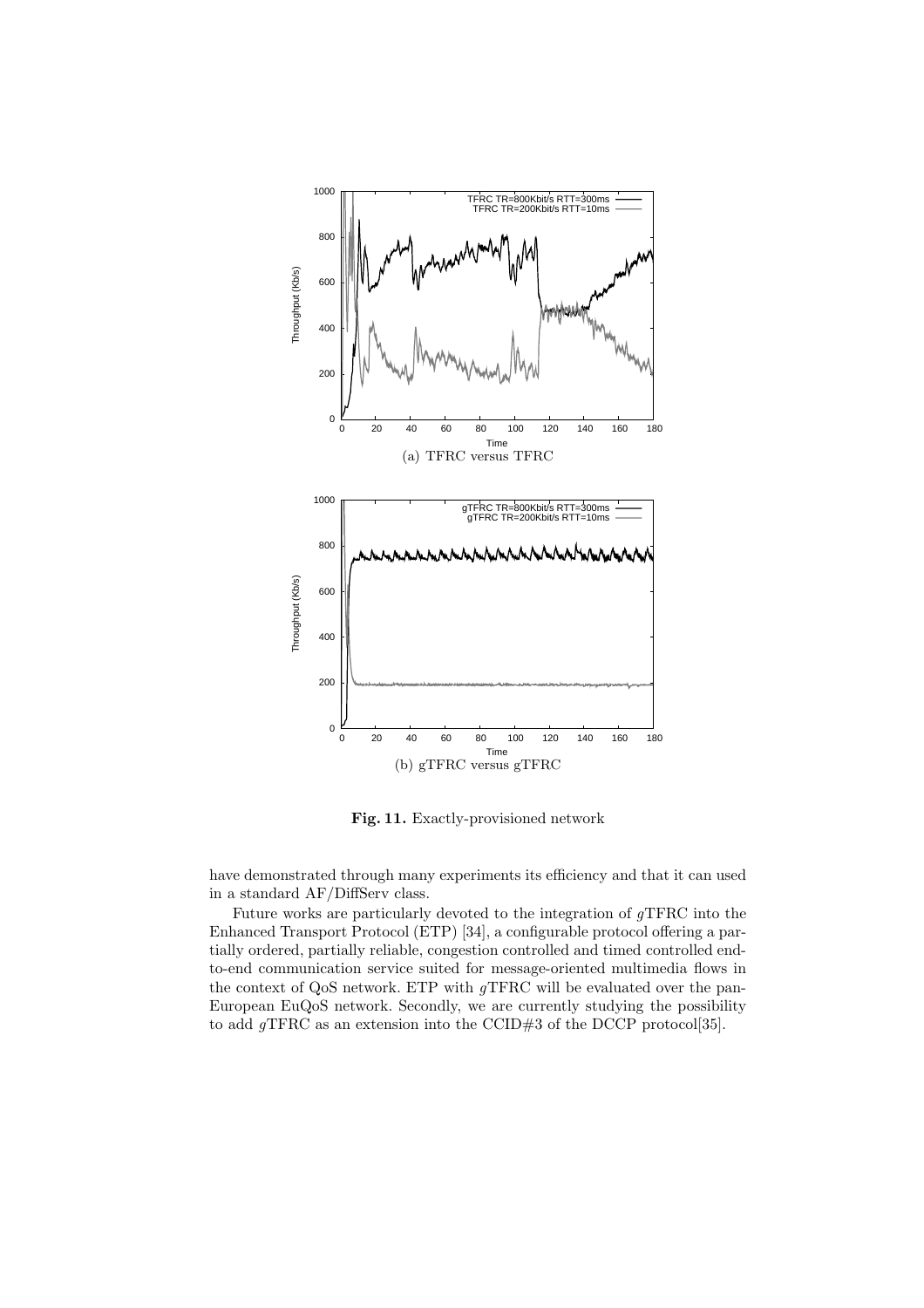(a) TFRC versus TFRC

(b) gTFRC versus gTFRC

**Fig. 11.** Exactly-provisioned network

have demonstrated through many experiments its efficiency and that it can used in a standard AF/DiffServ class.

Future works are particularly devoted to the integration of *g*TFRC into the Enhanced Transport Protocol (ETP) [34], a configurable protocol offering a partially ordered, partially reliable, congestion controlled and timed controlled end-to-end communication service suited for message-oriented multimedia flows in the context of QoS network. ETP with *g*TFRC will be evaluated over the pan-European EuQoS network. Secondly, we are currently studying the possibility to add *g*TFRC as an extension into the CCID#3 of the DCCP protocol[35].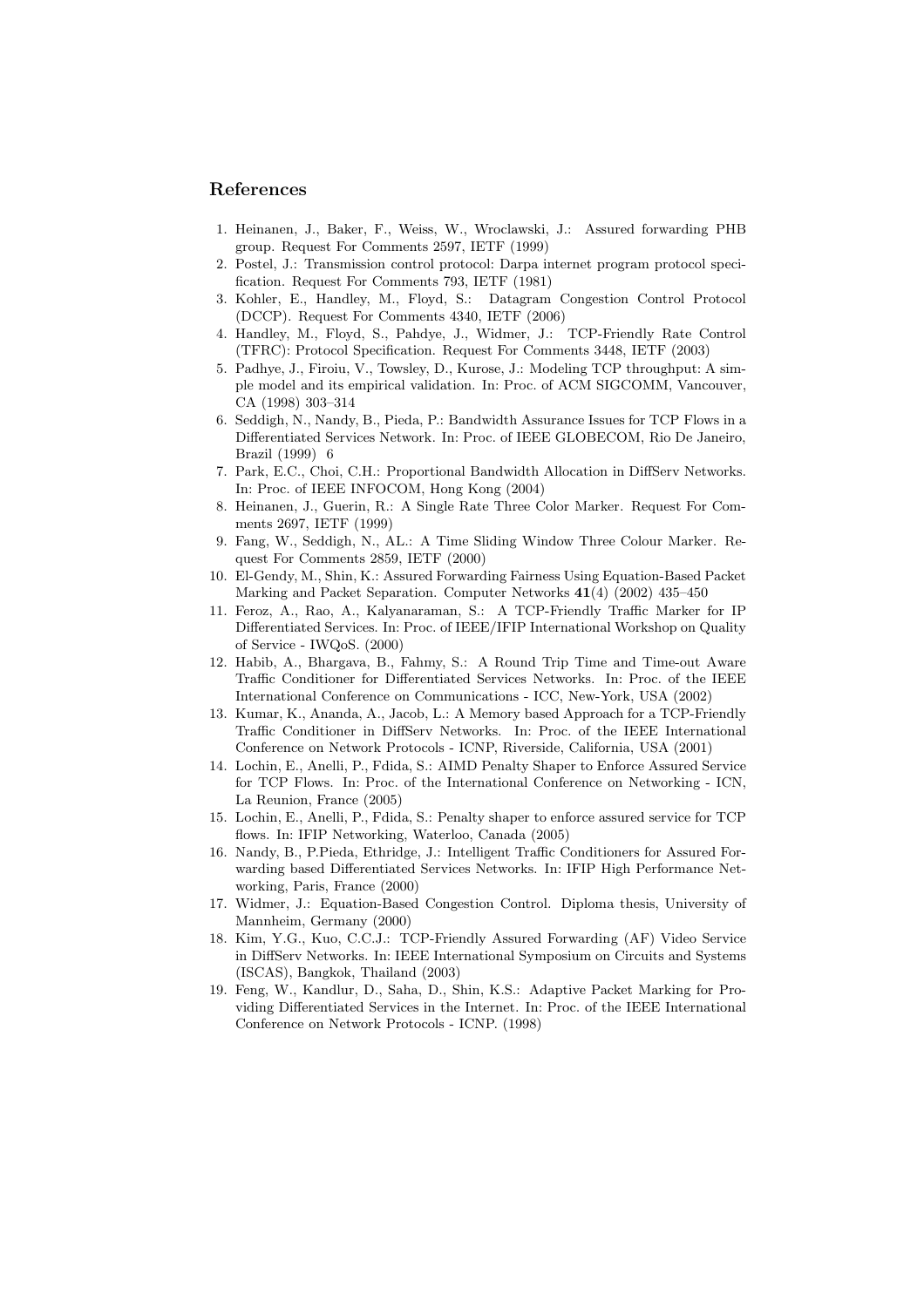## References

1. Heinanen, J., Baker, F., Weiss, W., Wroclawski, J.: Assured forwarding PHB group. Request For Comments 2597, IETF (1999)
2. Postel, J.: Transmission control protocol: Darpa internet program protocol specification. Request For Comments 793, IETF (1981)
3. Kohler, E., Handley, M., Floyd, S.: Datagram Congestion Control Protocol (DCCP). Request For Comments 4340, IETF (2006)
4. Handley, M., Floyd, S., Pahdye, J., Widmer, J.: TCP-Friendly Rate Control (TFRC): Protocol Specification. Request For Comments 3448, IETF (2003)
5. Padhye, J., Firoiu, V., Towsley, D., Kurose, J.: Modeling TCP throughput: A simple model and its empirical validation. In: Proc. of ACM SIGCOMM, Vancouver, CA (1998) 303–314
6. Seddigh, N., Nandy, B., Pieda, P.: Bandwidth Assurance Issues for TCP Flows in a Differentiated Services Network. In: Proc. of IEEE GLOBECOM, Rio De Janeiro, Brazil (1999) 6
7. Park, E.C., Choi, C.H.: Proportional Bandwidth Allocation in DiffServ Networks. In: Proc. of IEEE INFOCOM, Hong Kong (2004)
8. Heinanen, J., Guerin, R.: A Single Rate Three Color Marker. Request For Comments 2697, IETF (1999)
9. Fang, W., Seddigh, N., AL.: A Time Sliding Window Three Colour Marker. Request For Comments 2859, IETF (2000)
10. El-Gendy, M., Shin, K.: Assured Forwarding Fairness Using Equation-Based Packet Marking and Packet Separation. Computer Networks **41**(4) (2002) 435–450
11. Feroz, A., Rao, A., Kalyanaraman, S.: A TCP-Friendly Traffic Marker for IP Differentiated Services. In: Proc. of IEEE/IFIP International Workshop on Quality of Service - IWQoS. (2000)
12. Habib, A., Bhargava, B., Fahmy, S.: A Round Trip Time and Time-out Aware Traffic Conditioner for Differentiated Services Networks. In: Proc. of the IEEE International Conference on Communications - ICC, New-York, USA (2002)
13. Kumar, K., Ananda, A., Jacob, L.: A Memory based Approach for a TCP-Friendly Traffic Conditioner in DiffServ Networks. In: Proc. of the IEEE International Conference on Network Protocols - ICNP, Riverside, California, USA (2001)
14. Lochin, E., Anelli, P., Fdida, S.: AIMD Penalty Shaper to Enforce Assured Service for TCP Flows. In: Proc. of the International Conference on Networking - ICN, La Reunion, France (2005)
15. Lochin, E., Anelli, P., Fdida, S.: Penalty shaper to enforce assured service for TCP flows. In: IFIP Networking, Waterloo, Canada (2005)
16. Nandy, B., P.Pieda, Ethridge, J.: Intelligent Traffic Conditioners for Assured Forwarding based Differentiated Services Networks. In: IFIP High Performance Networking, Paris, France (2000)
17. Widmer, J.: Equation-Based Congestion Control. Diploma thesis, University of Mannheim, Germany (2000)
18. Kim, Y.G., Kuo, C.C.J.: TCP-Friendly Assured Forwarding (AF) Video Service in DiffServ Networks. In: IEEE International Symposium on Circuits and Systems (ISCAS), Bangkok, Thailand (2003)
19. Feng, W., Kandlur, D., Saha, D., Shin, K.S.: Adaptive Packet Marking for Providing Differentiated Services in the Internet. In: Proc. of the IEEE International Conference on Network Protocols - ICNP. (1998)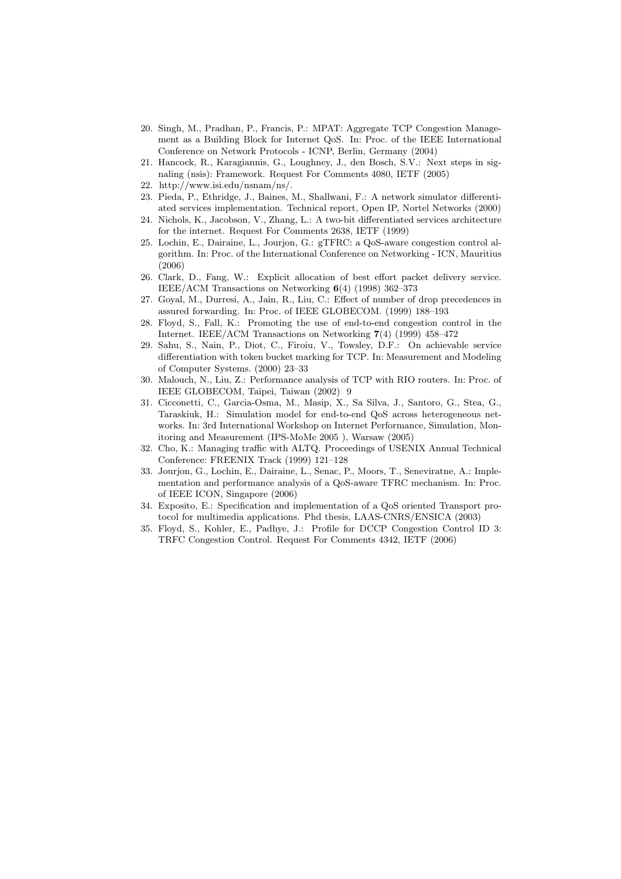20. Singh, M., Pradhan, P., Francis, P.: MPAT: Aggregate TCP Congestion Management as a Building Block for Internet QoS. In: Proc. of the IEEE International Conference on Network Protocols - ICNP, Berlin, Germany (2004)
21. Hancock, R., Karagiannis, G., Loughney, J., den Bosch, S.V.: Next steps in signaling (nsis): Framework. Request For Comments 4080, IETF (2005)
22. http://www.isi.edu/nsnam/ns/.
23. Pieda, P., Ethridge, J., Baines, M., Shallwani, F.: A network simulator differentiated services implementation. Technical report, Open IP, Nortel Networks (2000)
24. Nichols, K., Jacobson, V., Zhang, L.: A two-bit differentiated services architecture for the internet. Request For Comments 2638, IETF (1999)
25. Lochin, E., Dairaine, L., Jourjon, G.: gTFRC: a QoS-aware congestion control algorithm. In: Proc. of the International Conference on Networking - ICN, Mauritius (2006)
26. Clark, D., Fang, W.: Explicit allocation of best effort packet delivery service. IEEE/ACM Transactions on Networking **6**(4) (1998) 362–373
27. Goyal, M., Durresi, A., Jain, R., Liu, C.: Effect of number of drop precedences in assured forwarding. In: Proc. of IEEE GLOBECOM. (1999) 188–193
28. Floyd, S., Fall, K.: Promoting the use of end-to-end congestion control in the Internet. IEEE/ACM Transactions on Networking **7**(4) (1999) 458–472
29. Sahu, S., Nain, P., Diot, C., Firoiu, V., Towsley, D.F.: On achievable service differentiation with token bucket marking for TCP. In: Measurement and Modeling of Computer Systems. (2000) 23–33
30. Malouch, N., Liu, Z.: Performance analysis of TCP with RIO routers. In: Proc. of IEEE GLOBECOM, Taipei, Taiwan (2002) 9
31. Cicconetti, C., Garcia-Osma, M., Masip, X., Sa Silva, J., Santoro, G., Stea, G., Taraskiuk, H.: Simulation model for end-to-end QoS across heterogeneous networks. In: 3rd International Workshop on Internet Performance, Simulation, Monitoring and Measurement (IPS-MoMe 2005 ), Warsaw (2005)
32. Cho, K.: Managing traffic with ALTQ. Proceedings of USENIX Annual Technical Conference: FREENIX Track (1999) 121–128
33. Jourjon, G., Lochin, E., Dairaine, L., Senac, P., Moors, T., Seneviratne, A.: Implementation and performance analysis of a QoS-aware TFRC mechanism. In: Proc. of IEEE ICON, Singapore (2006)
34. Exposito, E.: Specification and implementation of a QoS oriented Transport protocol for multimedia applications. Phd thesis, LAAS-CNRS/ENSICA (2003)
35. Floyd, S., Kohler, E., Padhye, J.: Profile for DCCP Congestion Control ID 3: TRFC Congestion Control. Request For Comments 4342, IETF (2006)